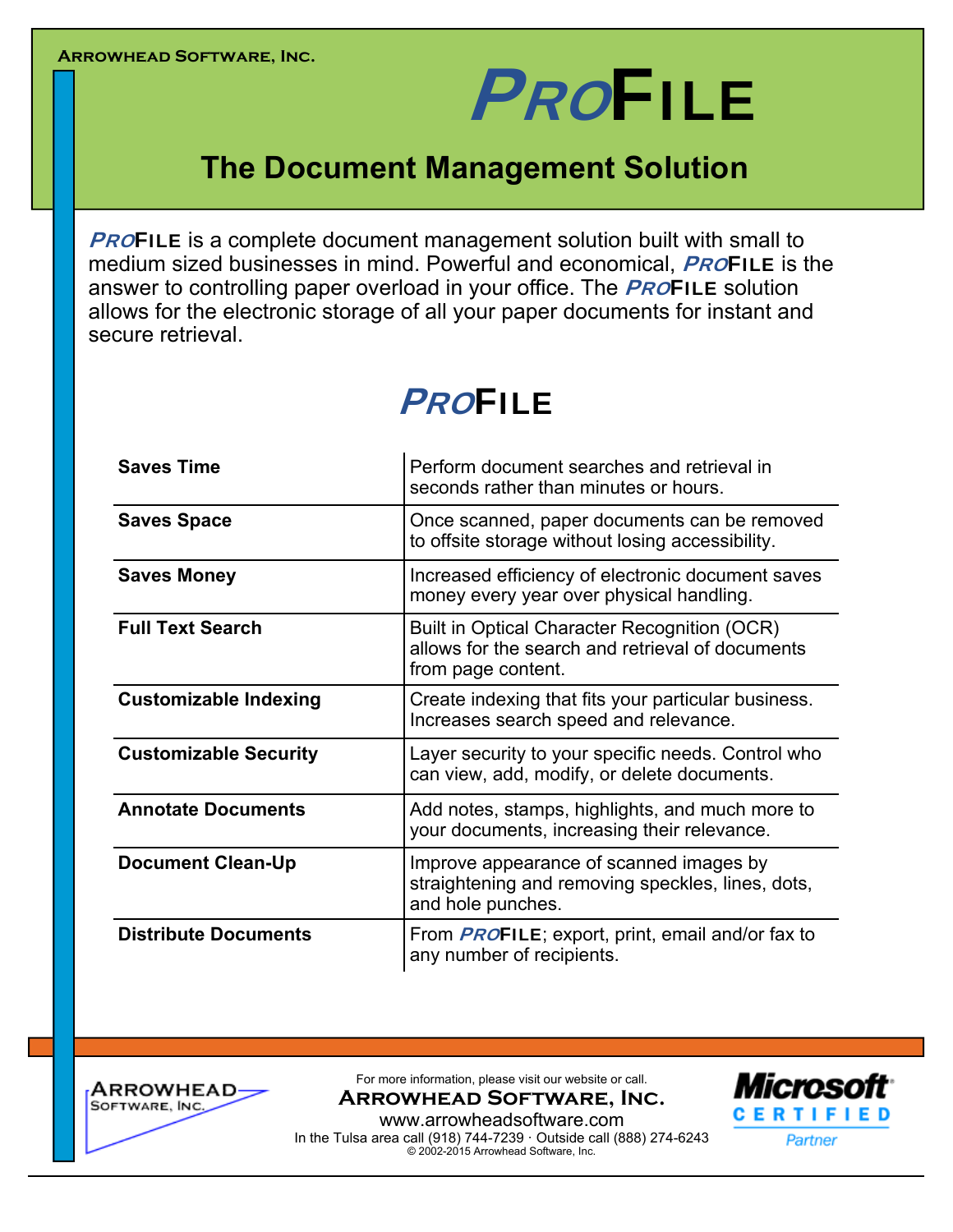Arrowhead Software, Inc.

# ProFile

## The Document Management Solution

**ProFile** is a complete document management solution built with small to medium sized businesses in mind. Powerful and economical, **ProFile** is the answer to controlling paper overload in your office. The **ProFile** solution allows for the electronic storage of all your paper documents for instant and secure retrieval.

## ProFile

| | |
|---|---|
| **Saves Time** | Perform document searches and retrieval in seconds rather than minutes or hours. |
| **Saves Space** | Once scanned, paper documents can be removed to offsite storage without losing accessibility. |
| **Saves Money** | Increased efficiency of electronic document saves money every year over physical handling. |
| **Full Text Search** | Built in Optical Character Recognition (OCR) allows for the search and retrieval of documents from page content. |
| **Customizable Indexing** | Create indexing that fits your particular business. Increases search speed and relevance. |
| **Customizable Security** | Layer security to your specific needs. Control who can view, add, modify, or delete documents. |
| **Annotate Documents** | Add notes, stamps, highlights, and much more to your documents, increasing their relevance. |
| **Document Clean-Up** | Improve appearance of scanned images by straightening and removing speckles, lines, dots, and hole punches. |
| **Distribute Documents** | From **ProFile**; export, print, email and/or fax to any number of recipients. |

Arrowhead Software, Inc.

For more information, please visit our website or call.

**Arrowhead Software, Inc.**

www.arrowheadsoftware.com

In the Tulsa area call (918) 744-7239 · Outside call (888) 274-6243

© 2002-2015 Arrowhead Software, Inc.

Microsoft CERTIFIED Partner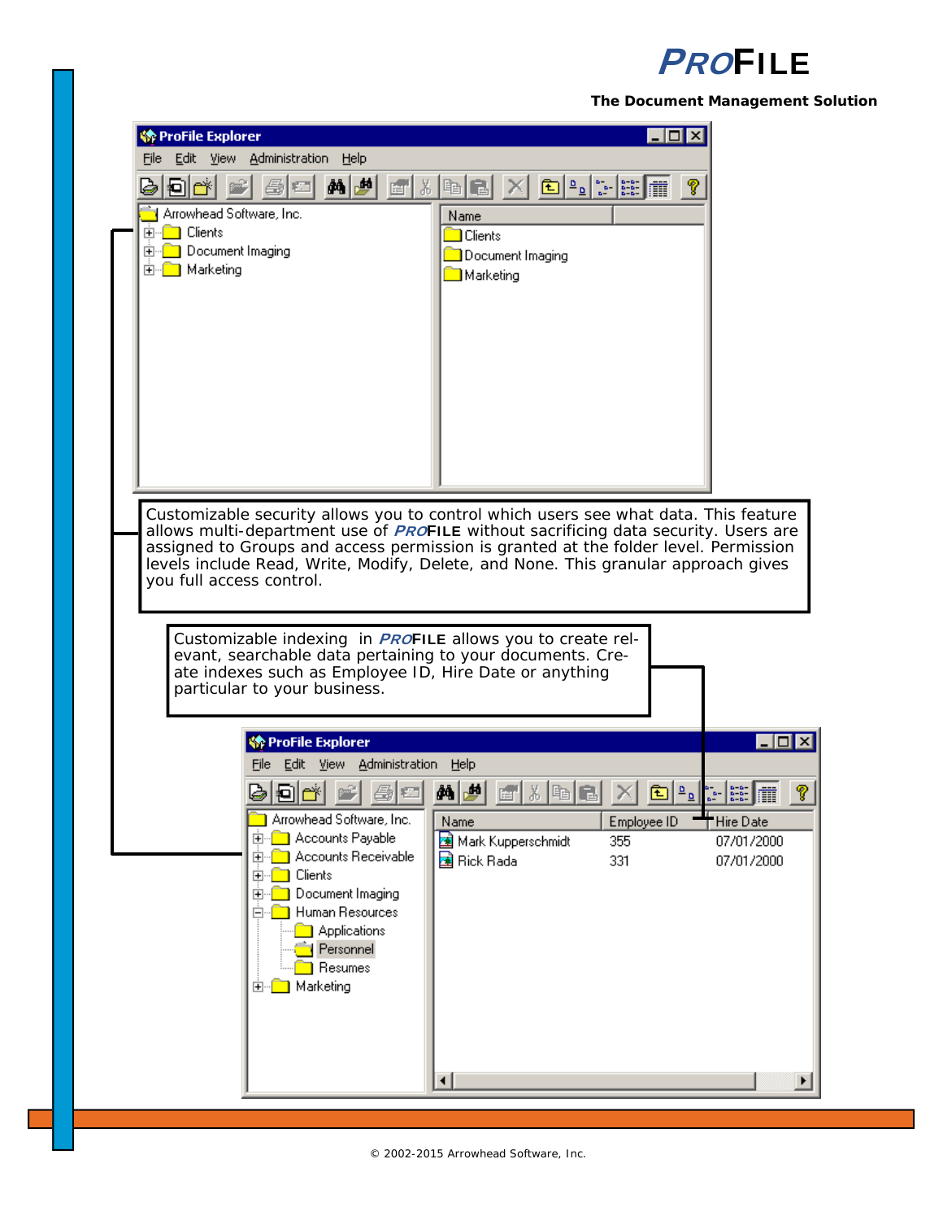**Customizable security** allows you to control which users see what data. This feature allows multi-department use of ***PRO*FILE** without sacrificing data security. Users are assigned to Groups and access permission is granted at the folder level. Permission levels include Read, Write, Modify, Delete, and None. This granular approach gives you full access control.

Customizable indexing in ***PRO*FILE** allows you to create relevant, searchable data pertaining to your documents. Create indexes such as Employee ID, Hire Date or anything particular to your business.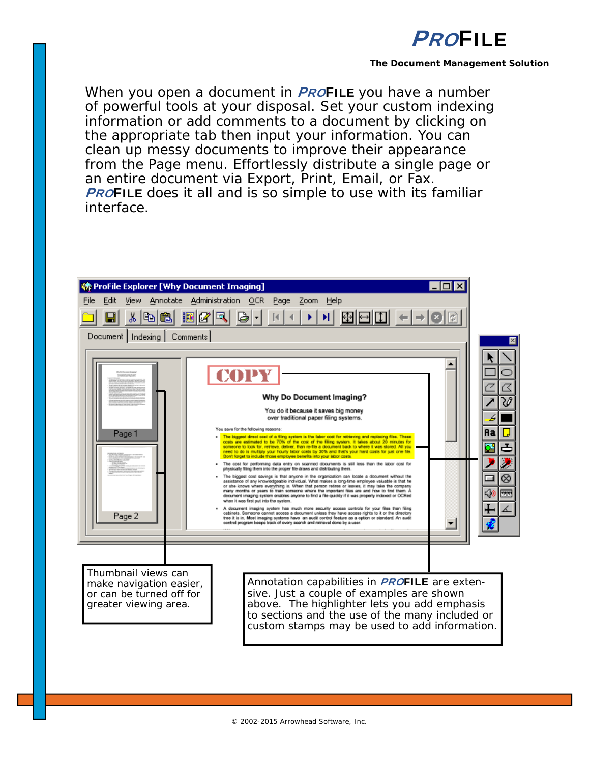When you open a document in ***PRO*FILE** you have a number of powerful tools at your disposal. Set your custom indexing information or add comments to a document by clicking on the appropriate tab then input your information. You can clean up messy documents to improve their appearance from the Page menu. Effortlessly distribute a single page or an entire document via Export, Print, Email, or Fax. ***PRO*FILE** does it all and is so simple to use with its familiar interface.

Thumbnail views can make navigation easier, or can be turned off for greater viewing area.

Annotation capabilities in ***PRO*FILE** are extensive. Just a couple of examples are shown above. The highlighter lets you add emphasis to sections and the use of the many included or custom stamps may be used to add information.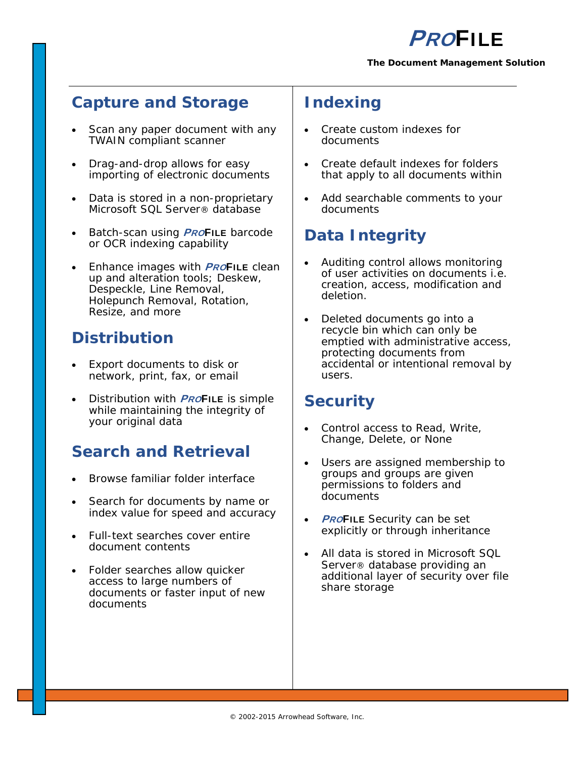# ProFile

**The Document Management Solution**

## Capture and Storage

- Scan any paper document with any TWAIN compliant scanner
- Drag-and-drop allows for easy importing of electronic documents
- Data is stored in a non-proprietary Microsoft SQL Server® database
- Batch-scan using ProFile barcode or OCR indexing capability
- Enhance images with ProFile clean up and alteration tools; Deskew, Despeckle, Line Removal, Holepunch Removal, Rotation, Resize, and more

## Distribution

- Export documents to disk or network, print, fax, or email
- Distribution with ProFile is simple while maintaining the integrity of your original data

## Search and Retrieval

- Browse familiar folder interface
- Search for documents by name or index value for speed and accuracy
- Full-text searches cover entire document contents
- Folder searches allow quicker access to large numbers of documents or faster input of new documents

## Indexing

- Create custom indexes for documents
- Create default indexes for folders that apply to all documents within
- Add searchable comments to your documents

## Data Integrity

- Auditing control allows monitoring of user activities on documents i.e. creation, access, modification and deletion.
- Deleted documents go into a recycle bin which can only be emptied with administrative access, protecting documents from accidental or intentional removal by users.

## Security

- Control access to Read, Write, Change, Delete, or None
- Users are assigned membership to groups and groups are given permissions to folders and documents
- ProFile Security can be set explicitly or through inheritance
- All data is stored in Microsoft SQL Server® database providing an additional layer of security over file share storage

© 2002-2015 Arrowhead Software, Inc.